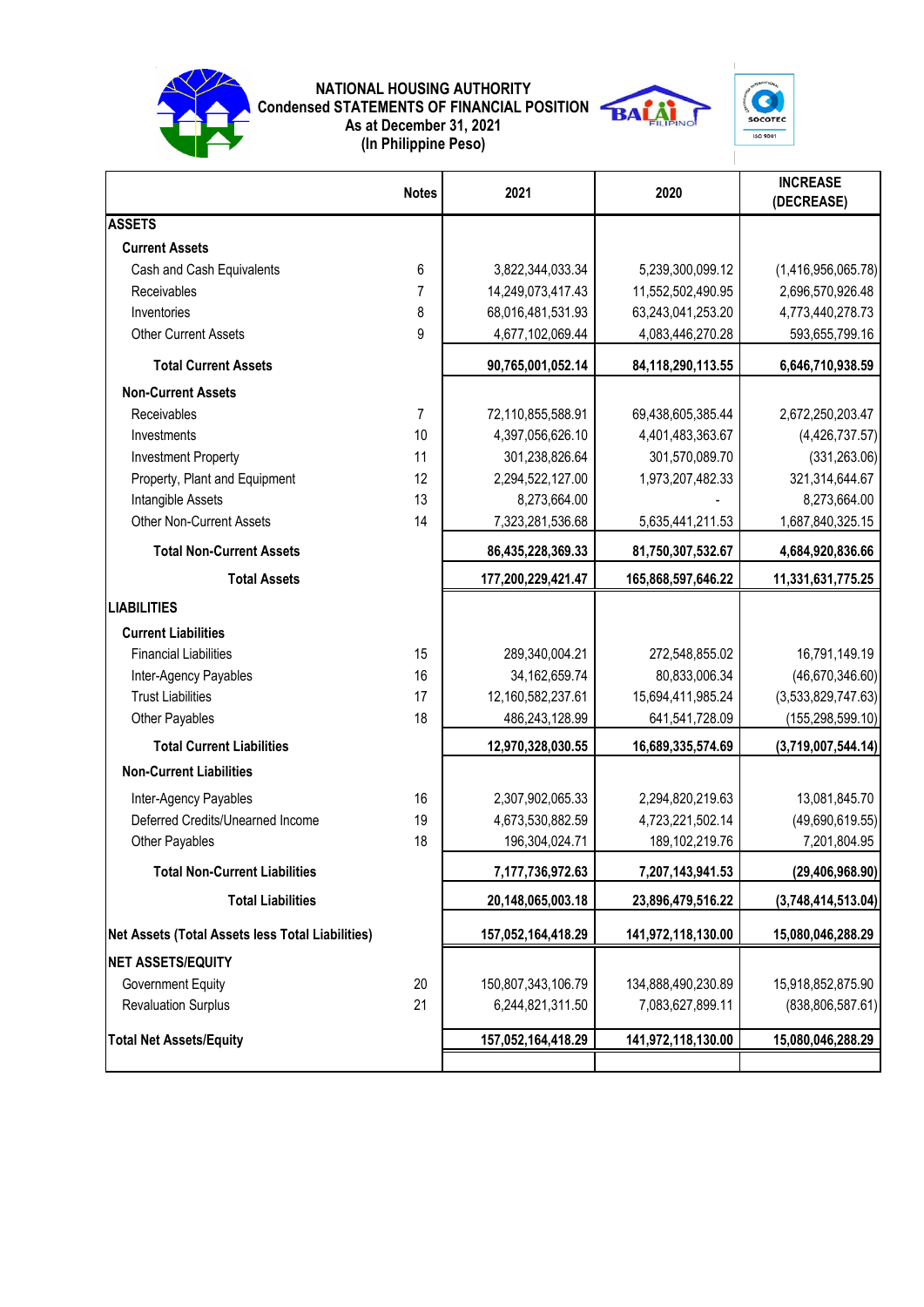# NATIONAL HOUSING AUTHORITY
## Condensed STATEMENTS OF FINANCIAL POSITION
### As at December 31, 2021
### (In Philippine Peso)

| | Notes | 2021 | 2020 | INCREASE (DECREASE) |
|---|---|---|---|---|
| **ASSETS** | | | | |
| **Current Assets** | | | | |
| Cash and Cash Equivalents | 6 | 3,822,344,033.34 | 5,239,300,099.12 | (1,416,956,065.78) |
| Receivables | 7 | 14,249,073,417.43 | 11,552,502,490.95 | 2,696,570,926.48 |
| Inventories | 8 | 68,016,481,531.93 | 63,243,041,253.20 | 4,773,440,278.73 |
| Other Current Assets | 9 | 4,677,102,069.44 | 4,083,446,270.28 | 593,655,799.16 |
| **Total Current Assets** | | **90,765,001,052.14** | **84,118,290,113.55** | **6,646,710,938.59** |
| **Non-Current Assets** | | | | |
| Receivables | 7 | 72,110,855,588.91 | 69,438,605,385.44 | 2,672,250,203.47 |
| Investments | 10 | 4,397,056,626.10 | 4,401,483,363.67 | (4,426,737.57) |
| Investment Property | 11 | 301,238,826.64 | 301,570,089.70 | (331,263.06) |
| Property, Plant and Equipment | 12 | 2,294,522,127.00 | 1,973,207,482.33 | 321,314,644.67 |
| Intangible Assets | 13 | 8,273,664.00 | - | 8,273,664.00 |
| Other Non-Current Assets | 14 | 7,323,281,536.68 | 5,635,441,211.53 | 1,687,840,325.15 |
| **Total Non-Current Assets** | | **86,435,228,369.33** | **81,750,307,532.67** | **4,684,920,836.66** |
| **Total Assets** | | **177,200,229,421.47** | **165,868,597,646.22** | **11,331,631,775.25** |
| **LIABILITIES** | | | | |
| **Current Liabilities** | | | | |
| Financial Liabilities | 15 | 289,340,004.21 | 272,548,855.02 | 16,791,149.19 |
| Inter-Agency Payables | 16 | 34,162,659.74 | 80,833,006.34 | (46,670,346.60) |
| Trust Liabilities | 17 | 12,160,582,237.61 | 15,694,411,985.24 | (3,533,829,747.63) |
| Other Payables | 18 | 486,243,128.99 | 641,541,728.09 | (155,298,599.10) |
| **Total Current Liabilities** | | **12,970,328,030.55** | **16,689,335,574.69** | **(3,719,007,544.14)** |
| **Non-Current Liabilities** | | | | |
| Inter-Agency Payables | 16 | 2,307,902,065.33 | 2,294,820,219.63 | 13,081,845.70 |
| Deferred Credits/Unearned Income | 19 | 4,673,530,882.59 | 4,723,221,502.14 | (49,690,619.55) |
| Other Payables | 18 | 196,304,024.71 | 189,102,219.76 | 7,201,804.95 |
| **Total Non-Current Liabilities** | | **7,177,736,972.63** | **7,207,143,941.53** | **(29,406,968.90)** |
| **Total Liabilities** | | **20,148,065,003.18** | **23,896,479,516.22** | **(3,748,414,513.04)** |
| **Net Assets (Total Assets less Total Liabilities)** | | **157,052,164,418.29** | **141,972,118,130.00** | **15,080,046,288.29** |
| **NET ASSETS/EQUITY** | | | | |
| Government Equity | 20 | 150,807,343,106.79 | 134,888,490,230.89 | 15,918,852,875.90 |
| Revaluation Surplus | 21 | 6,244,821,311.50 | 7,083,627,899.11 | (838,806,587.61) |
| **Total Net Assets/Equity** | | **157,052,164,418.29** | **141,972,118,130.00** | **15,080,046,288.29** |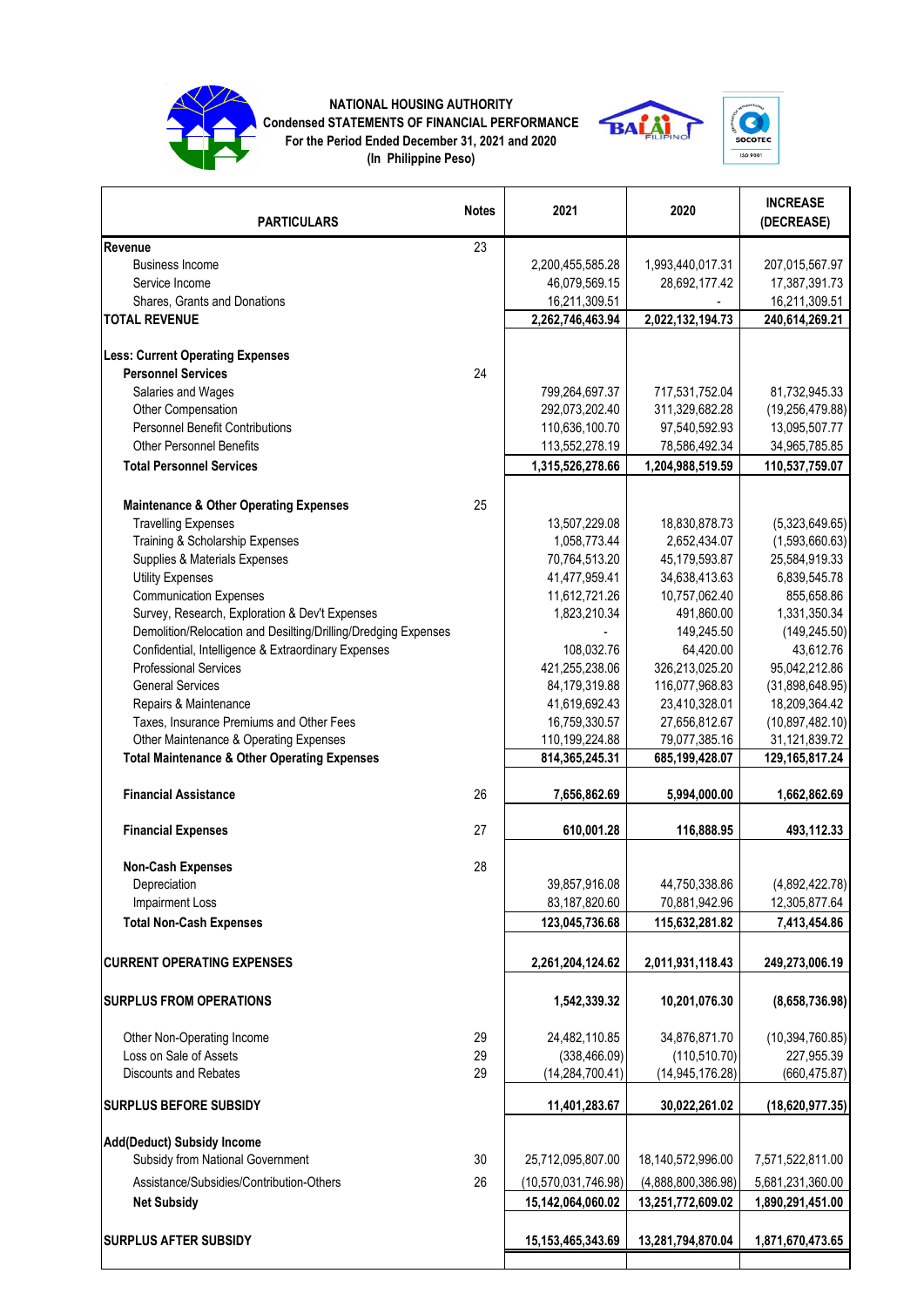**NATIONAL HOUSING AUTHORITY**
**Condensed STATEMENTS OF FINANCIAL PERFORMANCE**
**For the Period Ended December 31, 2021 and 2020**
**(In Philippine Peso)**

| PARTICULARS | Notes | 2021 | 2020 | INCREASE (DECREASE) |
|---|---|---|---|---|
| **Revenue** | 23 | | | |
| Business Income | | 2,200,455,585.28 | 1,993,440,017.31 | 207,015,567.97 |
| Service Income | | 46,079,569.15 | 28,692,177.42 | 17,387,391.73 |
| Shares, Grants and Donations | | 16,211,309.51 | - | 16,211,309.51 |
| **TOTAL REVENUE** | | **2,262,746,463.94** | **2,022,132,194.73** | **240,614,269.21** |
| | | | | |
| **Less: Current Operating Expenses** | | | | |
| **Personnel Services** | 24 | | | |
| Salaries and Wages | | 799,264,697.37 | 717,531,752.04 | 81,732,945.33 |
| Other Compensation | | 292,073,202.40 | 311,329,682.28 | (19,256,479.88) |
| Personnel Benefit Contributions | | 110,636,100.70 | 97,540,592.93 | 13,095,507.77 |
| Other Personnel Benefits | | 113,552,278.19 | 78,586,492.34 | 34,965,785.85 |
| **Total Personnel Services** | | **1,315,526,278.66** | **1,204,988,519.59** | **110,537,759.07** |
| | | | | |
| **Maintenance & Other Operating Expenses** | 25 | | | |
| Travelling Expenses | | 13,507,229.08 | 18,830,878.73 | (5,323,649.65) |
| Training & Scholarship Expenses | | 1,058,773.44 | 2,652,434.07 | (1,593,660.63) |
| Supplies & Materials Expenses | | 70,764,513.20 | 45,179,593.87 | 25,584,919.33 |
| Utility Expenses | | 41,477,959.41 | 34,638,413.63 | 6,839,545.78 |
| Communication Expenses | | 11,612,721.26 | 10,757,062.40 | 855,658.86 |
| Survey, Research, Exploration & Dev't Expenses | | 1,823,210.34 | 491,860.00 | 1,331,350.34 |
| Demolition/Relocation and Desilting/Drilling/Dredging Expenses | | - | 149,245.50 | (149,245.50) |
| Confidential, Intelligence & Extraordinary Expenses | | 108,032.76 | 64,420.00 | 43,612.76 |
| Professional Services | | 421,255,238.06 | 326,213,025.20 | 95,042,212.86 |
| General Services | | 84,179,319.88 | 116,077,968.83 | (31,898,648.95) |
| Repairs & Maintenance | | 41,619,692.43 | 23,410,328.01 | 18,209,364.42 |
| Taxes, Insurance Premiums and Other Fees | | 16,759,330.57 | 27,656,812.67 | (10,897,482.10) |
| Other Maintenance & Operating Expenses | | 110,199,224.88 | 79,077,385.16 | 31,121,839.72 |
| **Total Maintenance & Other Operating Expenses** | | **814,365,245.31** | **685,199,428.07** | **129,165,817.24** |
| | | | | |
| **Financial Assistance** | 26 | **7,656,862.69** | **5,994,000.00** | **1,662,862.69** |
| | | | | |
| **Financial Expenses** | 27 | **610,001.28** | **116,888.95** | **493,112.33** |
| | | | | |
| **Non-Cash Expenses** | 28 | | | |
| Depreciation | | 39,857,916.08 | 44,750,338.86 | (4,892,422.78) |
| Impairment Loss | | 83,187,820.60 | 70,881,942.96 | 12,305,877.64 |
| **Total Non-Cash Expenses** | | **123,045,736.68** | **115,632,281.82** | **7,413,454.86** |
| | | | | |
| **CURRENT OPERATING EXPENSES** | | **2,261,204,124.62** | **2,011,931,118.43** | **249,273,006.19** |
| | | | | |
| **SURPLUS FROM OPERATIONS** | | **1,542,339.32** | **10,201,076.30** | **(8,658,736.98)** |
| | | | | |
| Other Non-Operating Income | 29 | 24,482,110.85 | 34,876,871.70 | (10,394,760.85) |
| Loss on Sale of Assets | 29 | (338,466.09) | (110,510.70) | 227,955.39 |
| Discounts and Rebates | 29 | (14,284,700.41) | (14,945,176.28) | (660,475.87) |
| | | | | |
| **SURPLUS BEFORE SUBSIDY** | | **11,401,283.67** | **30,022,261.02** | **(18,620,977.35)** |
| | | | | |
| **Add(Deduct) Subsidy Income** | | | | |
| Subsidy from National Government | 30 | 25,712,095,807.00 | 18,140,572,996.00 | 7,571,522,811.00 |
| Assistance/Subsidies/Contribution-Others | 26 | (10,570,031,746.98) | (4,888,800,386.98) | 5,681,231,360.00 |
| **Net Subsidy** | | **15,142,064,060.02** | **13,251,772,609.02** | **1,890,291,451.00** |
| | | | | |
| **SURPLUS AFTER SUBSIDY** | | **15,153,465,343.69** | **13,281,794,870.04** | **1,871,670,473.65** |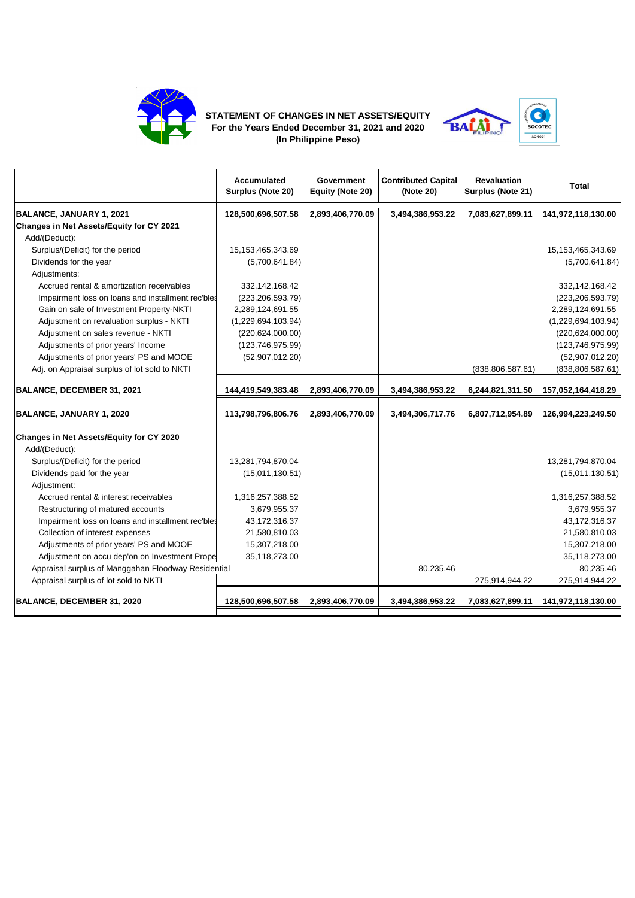## STATEMENT OF CHANGES IN NET ASSETS/EQUITY
**For the Years Ended December 31, 2021 and 2020**
**(In Philippine Peso)**

| | Accumulated Surplus (Note 20) | Government Equity (Note 20) | Contributed Capital (Note 20) | Revaluation Surplus (Note 21) | Total |
|---|---|---|---|---|---|
| **BALANCE, JANUARY 1, 2021** | **128,500,696,507.58** | **2,893,406,770.09** | **3,494,386,953.22** | **7,083,627,899.11** | **141,972,118,130.00** |
| **Changes in Net Assets/Equity for CY 2021** | | | | | |
| Add/(Deduct): | | | | | |
| Surplus/(Deficit) for the period | 15,153,465,343.69 | | | | 15,153,465,343.69 |
| Dividends for the year | (5,700,641.84) | | | | (5,700,641.84) |
| Adjustments: | | | | | |
| Accrued rental & amortization receivables | 332,142,168.42 | | | | 332,142,168.42 |
| Impairment loss on loans and installment rec'bles | (223,206,593.79) | | | | (223,206,593.79) |
| Gain on sale of Investment Property-NKTI | 2,289,124,691.55 | | | | 2,289,124,691.55 |
| Adjustment on revaluation surplus - NKTI | (1,229,694,103.94) | | | | (1,229,694,103.94) |
| Adjustment on sales revenue - NKTI | (220,624,000.00) | | | | (220,624,000.00) |
| Adjustments of prior years' Income | (123,746,975.99) | | | | (123,746,975.99) |
| Adjustments of prior years' PS and MOOE | (52,907,012.20) | | | | (52,907,012.20) |
| Adj. on Appraisal surplus of lot sold to NKTI | | | | (838,806,587.61) | (838,806,587.61) |
| **BALANCE, DECEMBER 31, 2021** | **144,419,549,383.48** | **2,893,406,770.09** | **3,494,386,953.22** | **6,244,821,311.50** | **157,052,164,418.29** |
| **BALANCE, JANUARY 1, 2020** | **113,798,796,806.76** | **2,893,406,770.09** | **3,494,306,717.76** | **6,807,712,954.89** | **126,994,223,249.50** |
| **Changes in Net Assets/Equity for CY 2020** | | | | | |
| Add/(Deduct): | | | | | |
| Surplus/(Deficit) for the period | 13,281,794,870.04 | | | | 13,281,794,870.04 |
| Dividends paid for the year | (15,011,130.51) | | | | (15,011,130.51) |
| Adjustment: | | | | | |
| Accrued rental & interest receivables | 1,316,257,388.52 | | | | 1,316,257,388.52 |
| Restructuring of matured accounts | 3,679,955.37 | | | | 3,679,955.37 |
| Impairment loss on loans and installment rec'bles | 43,172,316.37 | | | | 43,172,316.37 |
| Collection of interest expenses | 21,580,810.03 | | | | 21,580,810.03 |
| Adjustments of prior years' PS and MOOE | 15,307,218.00 | | | | 15,307,218.00 |
| Adjustment on accu dep'on on Investment Prope | 35,118,273.00 | | | | 35,118,273.00 |
| Appraisal surplus of Manggahan Floodway Residential | | | 80,235.46 | | 80,235.46 |
| Appraisal surplus of lot sold to NKTI | | | | 275,914,944.22 | 275,914,944.22 |
| **BALANCE, DECEMBER 31, 2020** | **128,500,696,507.58** | **2,893,406,770.09** | **3,494,386,953.22** | **7,083,627,899.11** | **141,972,118,130.00** |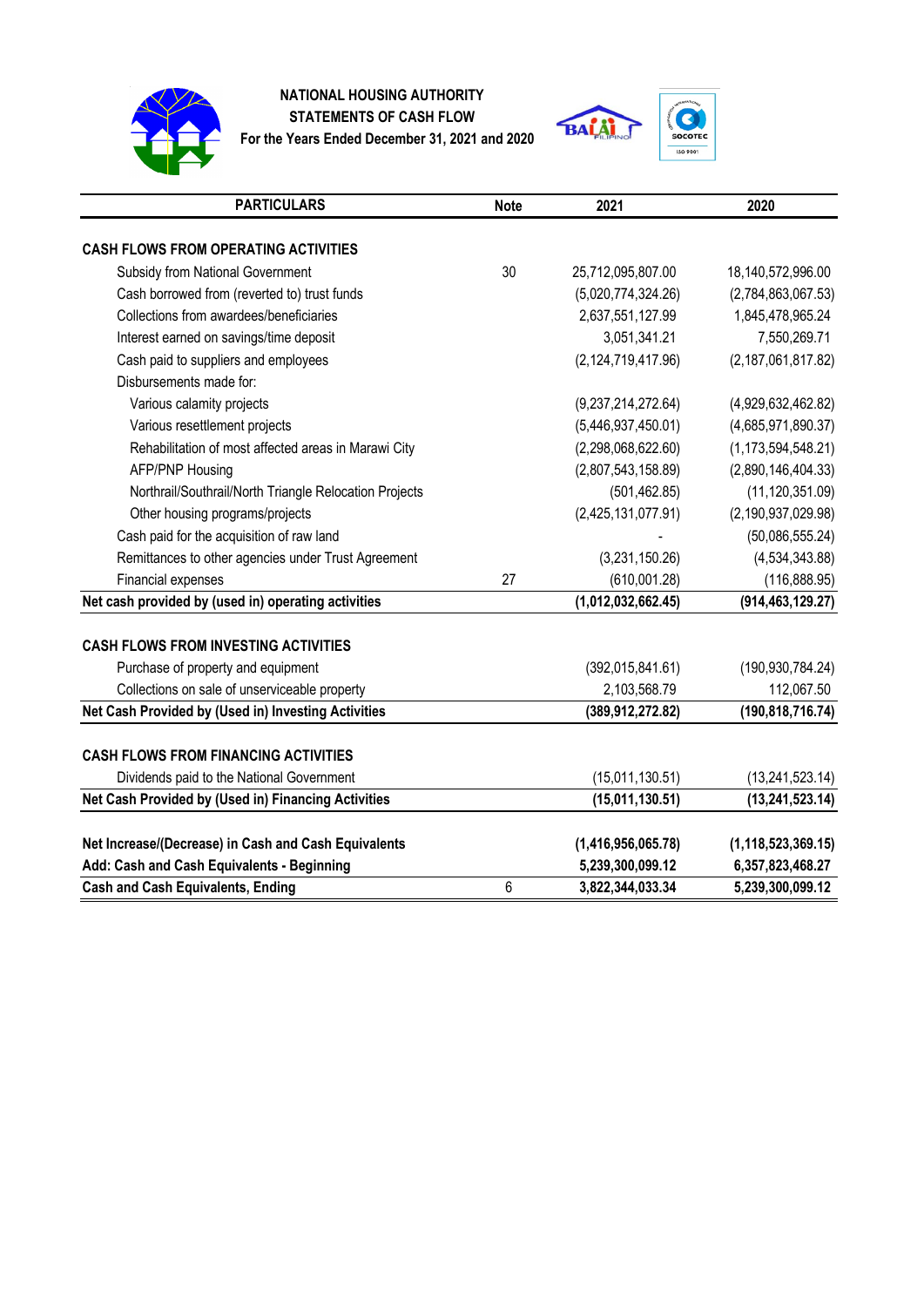**NATIONAL HOUSING AUTHORITY**
**STATEMENTS OF CASH FLOW**
**For the Years Ended December 31, 2021 and 2020**

| PARTICULARS | Note | 2021 | 2020 |
|---|---|---|---|
| **CASH FLOWS FROM OPERATING ACTIVITIES** | | | |
| Subsidy from National Government | 30 | 25,712,095,807.00 | 18,140,572,996.00 |
| Cash borrowed from (reverted to) trust funds | | (5,020,774,324.26) | (2,784,863,067.53) |
| Collections from awardees/beneficiaries | | 2,637,551,127.99 | 1,845,478,965.24 |
| Interest earned on savings/time deposit | | 3,051,341.21 | 7,550,269.71 |
| Cash paid to suppliers and employees | | (2,124,719,417.96) | (2,187,061,817.82) |
| Disbursements made for: | | | |
| Various calamity projects | | (9,237,214,272.64) | (4,929,632,462.82) |
| Various resettlement projects | | (5,446,937,450.01) | (4,685,971,890.37) |
| Rehabilitation of most affected areas in Marawi City | | (2,298,068,622.60) | (1,173,594,548.21) |
| AFP/PNP Housing | | (2,807,543,158.89) | (2,890,146,404.33) |
| Northrail/Southrail/North Triangle Relocation Projects | | (501,462.85) | (11,120,351.09) |
| Other housing programs/projects | | (2,425,131,077.91) | (2,190,937,029.98) |
| Cash paid for the acquisition of raw land | | - | (50,086,555.24) |
| Remittances to other agencies under Trust Agreement | | (3,231,150.26) | (4,534,343.88) |
| Financial expenses | 27 | (610,001.28) | (116,888.95) |
| **Net cash provided by (used in) operating activities** | | **(1,012,032,662.45)** | **(914,463,129.27)** |
| **CASH FLOWS FROM INVESTING ACTIVITIES** | | | |
| Purchase of property and equipment | | (392,015,841.61) | (190,930,784.24) |
| Collections on sale of unserviceable property | | 2,103,568.79 | 112,067.50 |
| **Net Cash Provided by (Used in) Investing Activities** | | **(389,912,272.82)** | **(190,818,716.74)** |
| **CASH FLOWS FROM FINANCING ACTIVITIES** | | | |
| Dividends paid to the National Government | | (15,011,130.51) | (13,241,523.14) |
| **Net Cash Provided by (Used in) Financing Activities** | | **(15,011,130.51)** | **(13,241,523.14)** |
| **Net Increase/(Decrease) in Cash and Cash Equivalents** | | **(1,416,956,065.78)** | **(1,118,523,369.15)** |
| **Add: Cash and Cash Equivalents - Beginning** | | **5,239,300,099.12** | **6,357,823,468.27** |
| **Cash and Cash Equivalents, Ending** | 6 | **3,822,344,033.34** | **5,239,300,099.12** |